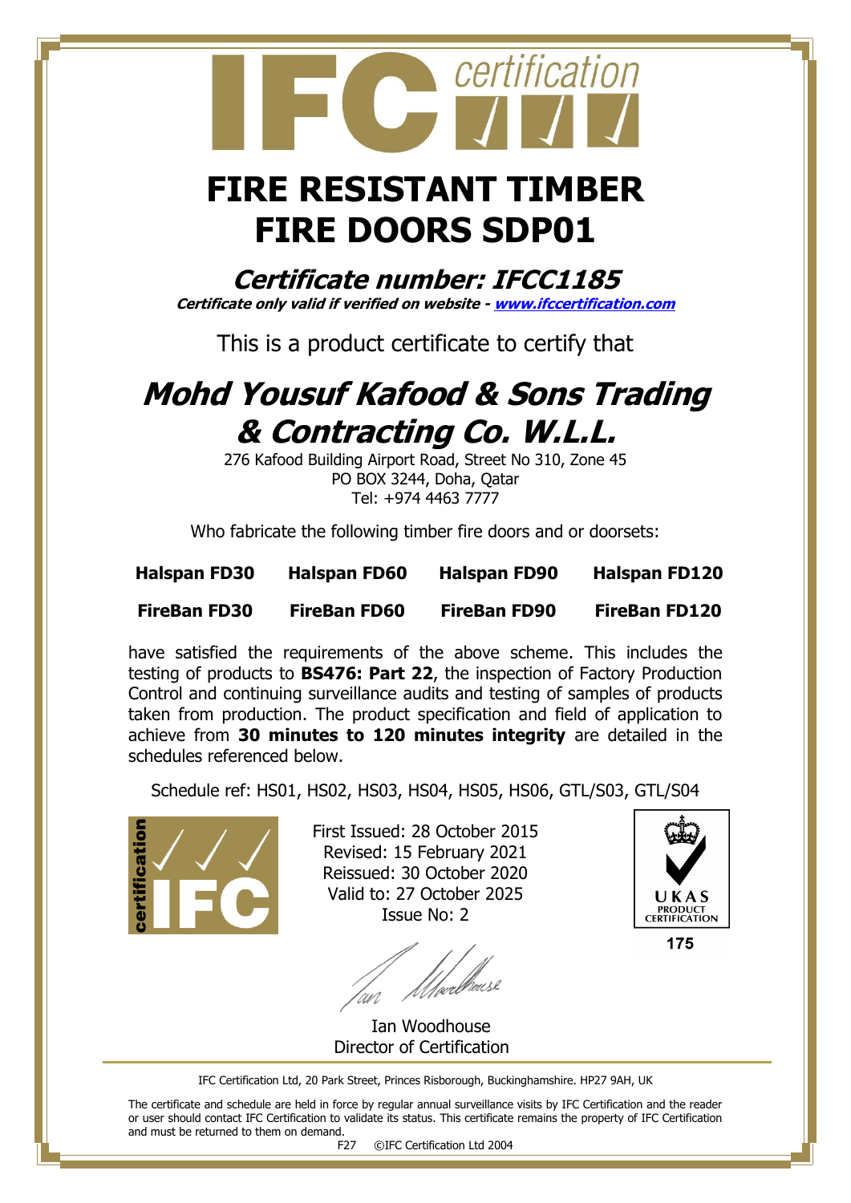IFC certification

# FIRE RESISTANT TIMBER FIRE DOORS SDP01

## *Certificate number: IFCC1185*

***Certificate only valid if verified on website - www.ifccertification.com***

This is a product certificate to certify that

## *Mohd Yousuf Kafood & Sons Trading & Contracting Co. W.L.L.*

276 Kafood Building Airport Road, Street No 310, Zone 45
PO BOX 3244, Doha, Qatar
Tel: +974 4463 7777

Who fabricate the following timber fire doors and or doorsets:

| **Halspan FD30** | **Halspan FD60** | **Halspan FD90** | **Halspan FD120** |
|---|---|---|---|
| **FireBan FD30** | **FireBan FD60** | **FireBan FD90** | **FireBan FD120** |

have satisfied the requirements of the above scheme. This includes the testing of products to **BS476: Part 22**, the inspection of Factory Production Control and continuing surveillance audits and testing of samples of products taken from production. The product specification and field of application to achieve from **30 minutes to 120 minutes integrity** are detailed in the schedules referenced below.

Schedule ref: HS01, HS02, HS03, HS04, HS05, HS06, GTL/S03, GTL/S04

First Issued: 28 October 2015
Revised: 15 February 2021
Reissued: 30 October 2020
Valid to: 27 October 2025
Issue No: 2

UKAS PRODUCT CERTIFICATION
175

Ian Woodhouse
Director of Certification

IFC Certification Ltd, 20 Park Street, Princes Risborough, Buckinghamshire. HP27 9AH, UK

The certificate and schedule are held in force by regular annual surveillance visits by IFC Certification and the reader or user should contact IFC Certification to validate its status. This certificate remains the property of IFC Certification and must be returned to them on demand.

F27 ©IFC Certification Ltd 2004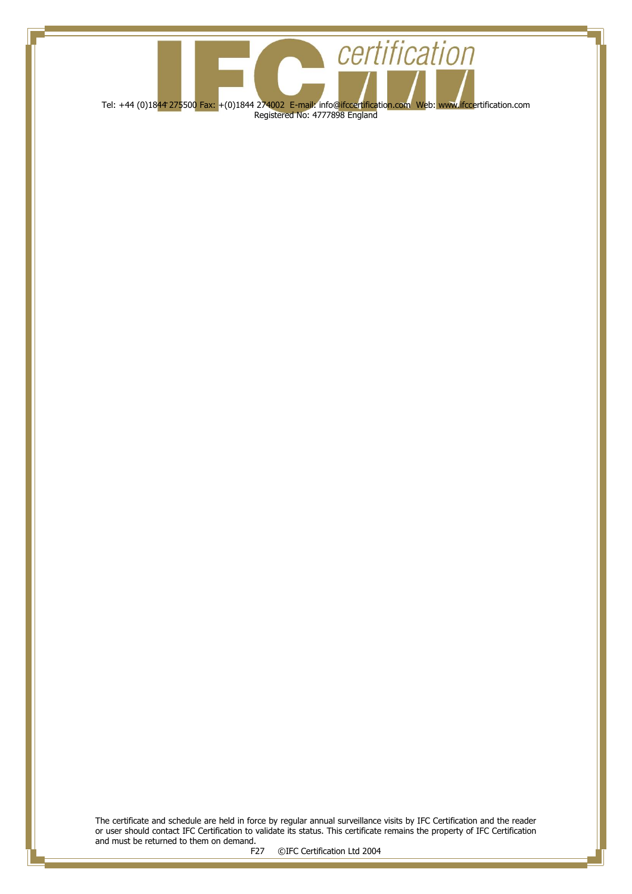Tel: +44 (0)1844 275500 Fax: +(0)1844 274002 E-mail: info@ifccertification.com Web: www.ifccertification.com
Registered No: 4777898 England

The certificate and schedule are held in force by regular annual surveillance visits by IFC Certification and the reader or user should contact IFC Certification to validate its status. This certificate remains the property of IFC Certification and must be returned to them on demand.

F27 ©IFC Certification Ltd 2004